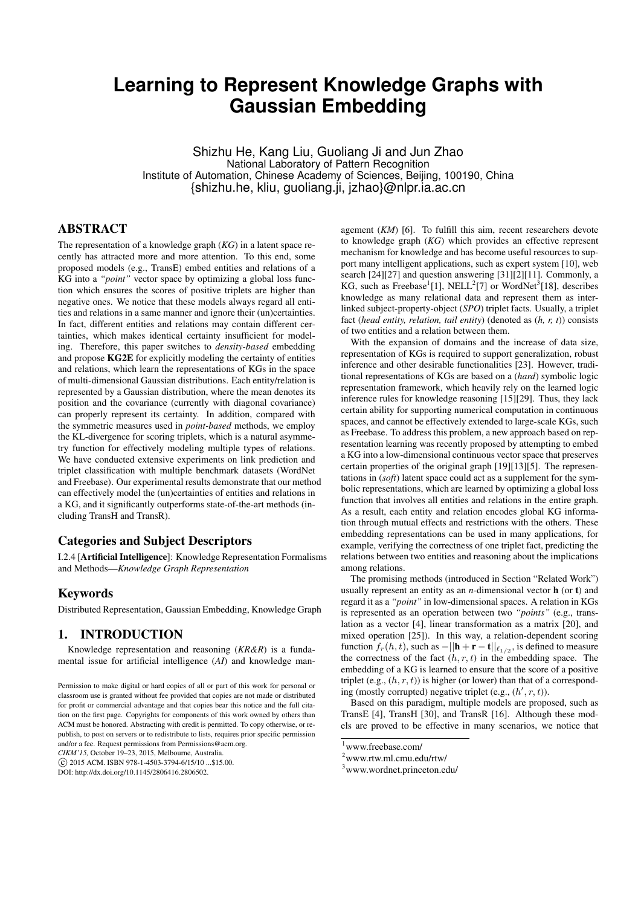# Learning to Represent Knowledge Graphs with Gaussian Embedding

Shizhu He, Kang Liu, Guoliang Ji and Jun Zhao
National Laboratory of Pattern Recognition
Institute of Automation, Chinese Academy of Sciences, Beijing, 100190, China
{shizhu.he, kliu, guoliang.ji, jzhao}@nlpr.ia.ac.cn

## ABSTRACT

The representation of a knowledge graph (*KG*) in a latent space recently has attracted more and more attention. To this end, some proposed models (e.g., TransE) embed entities and relations of a KG into a *"point"* vector space by optimizing a global loss function which ensures the scores of positive triplets are higher than negative ones. We notice that these models always regard all entities and relations in a same manner and ignore their (un)certainties. In fact, different entities and relations may contain different certainties, which makes identical certainty insufficient for modeling. Therefore, this paper switches to *density-based* embedding and propose **KG2E** for explicitly modeling the certainty of entities and relations, which learn the representations of KGs in the space of multi-dimensional Gaussian distributions. Each entity/relation is represented by a Gaussian distribution, where the mean denotes its position and the covariance (currently with diagonal covariance) can properly represent its certainty. In addition, compared with the symmetric measures used in *point-based* methods, we employ the KL-divergence for scoring triplets, which is a natural asymmetry function for effectively modeling multiple types of relations. We have conducted extensive experiments on link prediction and triplet classification with multiple benchmark datasets (WordNet and Freebase). Our experimental results demonstrate that our method can effectively model the (un)certainties of entities and relations in a KG, and it significantly outperforms state-of-the-art methods (including TransH and TransR).

### Categories and Subject Descriptors

I.2.4 [**Artificial Intelligence**]: Knowledge Representation Formalisms and Methods—*Knowledge Graph Representation*

### Keywords

Distributed Representation, Gaussian Embedding, Knowledge Graph

## 1. INTRODUCTION

Knowledge representation and reasoning (*KR&R*) is a fundamental issue for artificial intelligence (*AI*) and knowledge management (*KM*) [6]. To fulfill this aim, recent researchers devote to knowledge graph (*KG*) which provides an effective represent mechanism for knowledge and has become useful resources to support many intelligent applications, such as expert system [10], web search [24][27] and question answering [31][2][11]. Commonly, a KG, such as Freebase[1][1], NELL[2][7] or WordNet[3][18], describes knowledge as many relational data and represent them as interlinked subject-property-object (*SPO*) triplet facts. Usually, a triplet fact (*head entity, relation, tail entity*) (denoted as (*h, r, t*)) consists of two entities and a relation between them.

With the expansion of domains and the increase of data size, representation of KGs is required to support generalization, robust inference and other desirable functionalities [23]. However, traditional representations of KGs are based on a (*hard*) symbolic logic representation framework, which heavily rely on the learned logic inference rules for knowledge reasoning [15][29]. Thus, they lack certain ability for supporting numerical computation in continuous spaces, and cannot be effectively extended to large-scale KGs, such as Freebase. To address this problem, a new approach based on representation learning was recently proposed by attempting to embed a KG into a low-dimensional continuous vector space that preserves certain properties of the original graph [19][13][5]. The representations in (*soft*) latent space could act as a supplement for the symbolic representations, which are learned by optimizing a global loss function that involves all entities and relations in the entire graph. As a result, each entity and relation encodes global KG information through mutual effects and restrictions with the others. These embedding representations can be used in many applications, for example, verifying the correctness of one triplet fact, predicting the relations between two entities and reasoning about the implications among relations.

The promising methods (introduced in Section "Related Work") usually represent an entity as an *n*-dimensional vector $\mathbf{h}$ (or $\mathbf{t}$) and regard it as a *"point"* in low-dimensional spaces. A relation in KGs is represented as an operation between two *"points"* (e.g., translation as a vector [4], linear transformation as a matrix [20], and mixed operation [25]). In this way, a relation-dependent scoring function $f_r(h, t)$, such as $-||\mathbf{h} + \mathbf{r} - \mathbf{t}||_{\ell_{1/2}}$, is defined to measure the correctness of the fact $(h, r, t)$ in the embedding space. The embedding of a KG is learned to ensure that the score of a positive triplet (e.g., $(h, r, t)$) is higher (or lower) than that of a corresponding (mostly corrupted) negative triplet (e.g., $(h', r, t)$).

Based on this paradigm, multiple models are proposed, such as TransE [4], TransH [30], and TransR [16]. Although these models are proved to be effective in many scenarios, we notice that

[1] www.freebase.com/

[2] www.rtw.ml.cmu.edu/rtw/

[3] www.wordnet.princeton.edu/

Permission to make digital or hard copies of all or part of this work for personal or classroom use is granted without fee provided that copies are not made or distributed for profit or commercial advantage and that copies bear this notice and the full citation on the first page. Copyrights for components of this work owned by others than ACM must be honored. Abstracting with credit is permitted. To copy otherwise, or republish, to post on servers or to redistribute to lists, requires prior specific permission and/or a fee. Request permissions from Permissions@acm.org.
*CIKM'15,* October 19–23, 2015, Melbourne, Australia.
© 2015 ACM. ISBN 978-1-4503-3794-6/15/10 ...$15.00.
DOI: http://dx.doi.org/10.1145/2806416.2806502.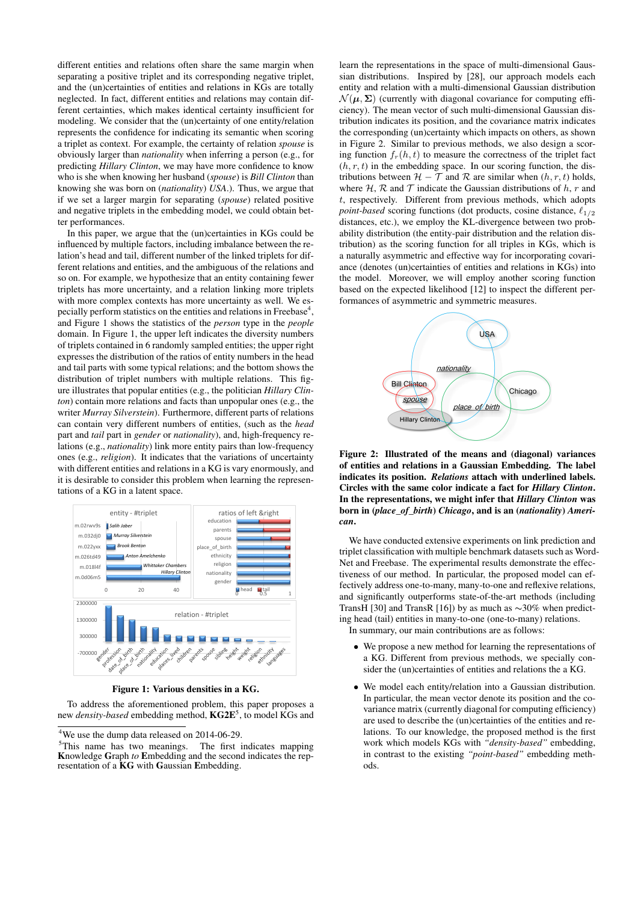different entities and relations often share the same margin when separating a positive triplet and its corresponding negative triplet, and the (un)certainties of entities and relations in KGs are totally neglected. In fact, different entities and relations may contain different certainties, which makes identical certainty insufficient for modeling. We consider that the (un)certainty of one entity/relation represents the confidence for indicating its semantic when scoring a triplet as context. For example, the certainty of relation *spouse* is obviously larger than *nationality* when inferring a person (e.g., for predicting *Hillary Clinton*, we may have more confidence to know who is she when knowing her husband (*spouse*) is *Bill Clinton* than knowing she was born on (*nationality*) *USA*.). Thus, we argue that if we set a larger margin for separating (*spouse*) related positive and negative triplets in the embedding model, we could obtain better performances.

In this paper, we argue that the (un)certainties in KGs could be influenced by multiple factors, including imbalance between the relation's head and tail, different number of the linked triplets for different relations and entities, and the ambiguous of the relations and so on. For example, we hypothesize that an entity containing fewer triplets has more uncertainty, and a relation linking more triplets with more complex contexts has more uncertainty as well. We especially perform statistics on the entities and relations in Freebase[4], and Figure 1 shows the statistics of the *person* type in the *people* domain. In Figure 1, the upper left indicates the diversity numbers of triplets contained in 6 randomly sampled entities; the upper right expresses the distribution of the ratios of entity numbers in the head and tail parts with some typical relations; and the bottom shows the distribution of triplet numbers with multiple relations. This figure illustrates that popular entities (e.g., the politician *Hillary Clinton*) contain more relations and facts than unpopular ones (e.g., the writer *Murray Silverstein*). Furthermore, different parts of relations can contain very different numbers of entities, (such as the *head* part and *tail* part in *gender* or *nationality*), and, high-frequency relations (e.g., *nationality*) link more entity pairs than low-frequency ones (e.g., *religion*). It indicates that the variations of uncertainty with different entities and relations in a KG is vary enormously, and it is desirable to consider this problem when learning the representations of a KG in a latent space.

**Figure 1: Various densities in a KG.**

To address the aforementioned problem, this paper proposes a new *density-based* embedding method, **KG2E**[5], to model KGs and learn the representations in the space of multi-dimensional Gaussian distributions. Inspired by [28], our approach models each entity and relation with a multi-dimensional Gaussian distribution $\mathcal{N}(\boldsymbol{\mu}, \boldsymbol{\Sigma})$ (currently with diagonal covariance for computing efficiency). The mean vector of such multi-dimensional Gaussian distribution indicates its position, and the covariance matrix indicates the corresponding (un)certainty which impacts on others, as shown in Figure 2. Similar to previous methods, we also design a scoring function $f_r(h, t)$ to measure the correctness of the triplet fact $(h, r, t)$ in the embedding space. In our scoring function, the distributions between $\mathcal{H} - \mathcal{T}$ and $\mathcal{R}$ are similar when $(h, r, t)$ holds, where $\mathcal{H}$, $\mathcal{R}$ and $\mathcal{T}$ indicate the Gaussian distributions of $h$, $r$ and $t$, respectively. Different from previous methods, which adopts *point-based* scoring functions (dot products, cosine distance, $\ell_{1/2}$ distances, etc.), we employ the KL-divergence between two probability distribution (the entity-pair distribution and the relation distribution) as the scoring function for all triples in KGs, which is a naturally asymmetric and effective way for incorporating covariance (denotes (un)certainties of entities and relations in KGs) into the model. Moreover, we will employ another scoring function based on the expected likelihood [12] to inspect the different performances of asymmetric and symmetric measures.

**Figure 2: Illustrated of the means and (diagonal) variances of entities and relations in a Gaussian Embedding. The label indicates its position. *Relations* attach with underlined labels. Circles with the same color indicate a fact for *Hillary Clinton*. In the representations, we might infer that *Hillary Clinton* was born in (*place_of_birth*) *Chicago*, and is an (*nationality*) *American*.**

We have conducted extensive experiments on link prediction and triplet classification with multiple benchmark datasets such as WordNet and Freebase. The experimental results demonstrate the effectiveness of our method. In particular, the proposed model can effectively address one-to-many, many-to-one and reflexive relations, and significantly outperforms state-of-the-art methods (including TransH [30] and TransR [16]) by as much as ∼30% when predicting head (tail) entities in many-to-one (one-to-many) relations.

In summary, our main contributions are as follows:

- We propose a new method for learning the representations of a KG. Different from previous methods, we specially consider the (un)certainties of entities and relations the a KG.
- We model each entity/relation into a Gaussian distribution. In particular, the mean vector denote its position and the covariance matrix (currently diagonal for computing efficiency) are used to describe the (un)certainties of the entities and relations. To our knowledge, the proposed method is the first work which models KGs with *"density-based"* embedding, in contrast to the existing *"point-based"* embedding methods.

[4] We use the dump data released on 2014-06-29.

[5] This name has two meanings. The first indicates mapping **K**nowledge **G**raph *to* **E**mbedding and the second indicates the representation of a **KG** with **G**aussian **E**mbedding.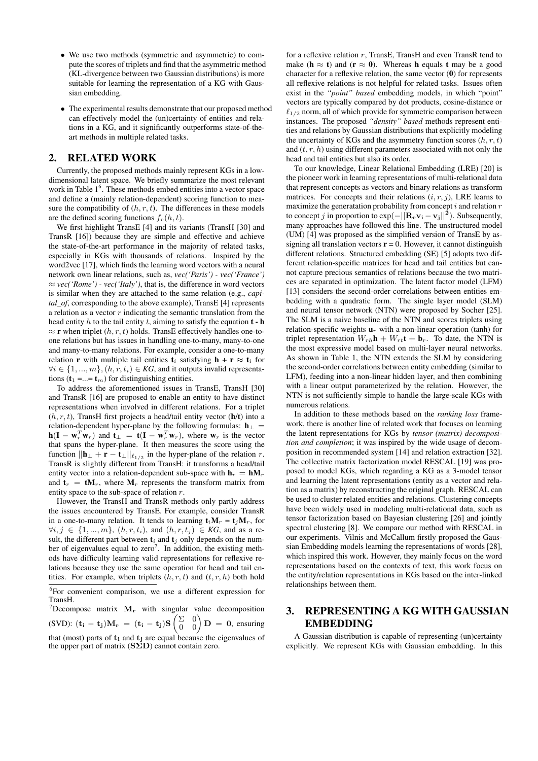- We use two methods (symmetric and asymmetric) to compute the scores of triplets and find that the asymmetric method (KL-divergence between two Gaussian distributions) is more suitable for learning the representation of a KG with Gaussian embedding.
- The experimental results demonstrate that our proposed method can effectively model the (un)certainty of entities and relations in a KG, and it significantly outperforms state-of-the-art methods in multiple related tasks.

## 2. RELATED WORK

Currently, the proposed methods mainly represent KGs in a low-dimensional latent space. We briefly summarize the most relevant work in Table 1[6]. These methods embed entities into a vector space and define a (mainly relation-dependent) scoring function to measure the compatibility of $(h, r, t)$. The differences in these models are the defined scoring functions $f_r(h, t)$.

We first highlight TransE [4] and its variants (TransH [30] and TransR [16]) because they are simple and effective and achieve the state-of-the-art performance in the majority of related tasks, especially in KGs with thousands of relations. Inspired by the word2vec [17], which finds the learning word vectors with a neural network own linear relations, such as, *vec('Paris') - vec('France')* $\approx$ *vec('Rome') - vec('Italy')*, that is, the difference in word vectors is similar when they are attached to the same relation (e.g., *capital_of*, corresponding to the above example), TransE [4] represents a relation as a vector $r$ indicating the semantic translation from the head entity $h$ to the tail entity $t$, aiming to satisfy the equation $\mathbf{t} - \mathbf{h} \approx \mathbf{r}$ when triplet $(h, r, t)$ holds. TransE effectively handles one-to-one relations but has issues in handling one-to-many, many-to-one and many-to-many relations. For example, consider a one-to-many relation $\mathbf{r}$ with multiple tail entities $\mathbf{t}_i$ satisfying $\mathbf{h} + \mathbf{r} \approx \mathbf{t}_i$ for $\forall i \in \{1, ..., m\}, (h, r, t_i) \in KG$, and it outputs invalid representations ($\mathbf{t}_1 = ... = \mathbf{t}_m$) for distinguishing entities.

To address the aforementioned issues in TransE, TransH [30] and TransR [16] are proposed to enable an entity to have distinct representations when involved in different relations. For a triplet $(h, r, t)$, TransH first projects a head/tail entity vector (**h/t**) into a relation-dependent hyper-plane by the following formulas: $\mathbf{h}_\perp = \mathbf{h}(\mathbf{I} - \mathbf{w}_r^T\mathbf{w}_r)$ and $\mathbf{t}_\perp = \mathbf{t}(\mathbf{I} - \mathbf{w}_r^T\mathbf{w}_r)$, where $\mathbf{w}_r$ is the vector that spans the hyper-plane. It then measures the score using the function $||\mathbf{h}_\perp + \mathbf{r} - \mathbf{t}_\perp||_{\ell_{1/2}}$ in the hyper-plane of the relation $r$. TransR is slightly different from TransH: it transforms a head/tail entity vector into a relation-dependent sub-space with $\mathbf{h}_r = \mathbf{h}\mathbf{M}_r$ and $\mathbf{t}_r = \mathbf{t}\mathbf{M}_r$, where $\mathbf{M}_r$ represents the transform matrix from entity space to the sub-space of relation $r$.

However, the TransH and TransR methods only partly address the issues encountered by TransE. For example, consider TransR in a one-to-many relation. It tends to learning $\mathbf{t}_i\mathbf{M}_r = \mathbf{t}_j\mathbf{M}_r$, for $\forall i, j \in \{1, ..., m\}$, $(h, r, t_i)$, and $(h, r, t_j) \in KG$, and as a result, the different part between $\mathbf{t}_i$ and $\mathbf{t}_j$ only depends on the number of eigenvalues equal to zero[7]. In addition, the existing methods have difficulty learning valid representations for reflexive relations because they use the same operation for head and tail entities. For example, when triplets $(h, r, t)$ and $(t, r, h)$ both hold for a reflexive relation $r$, TransE, TransH and even TransR tend to make ($\mathbf{h} \approx \mathbf{t}$) and ($\mathbf{r} \approx \mathbf{0}$). Whereas $\mathbf{h}$ equals $\mathbf{t}$ may be a good character for a reflexive relation, the same vector ($\mathbf{0}$) for represents all reflexive relations is not helpful for related tasks. Issues often exist in the *"point" based* embedding models, in which "point" vectors are typically compared by dot products, cosine-distance or $\ell_{1/2}$ norm, all of which provide for symmetric comparison between instances. The proposed *"density" based* methods represent entities and relations by Gaussian distributions that explicitly modeling the uncertainty of KGs and the asymmetry function scores $(h, r, t)$ and $(t, r, h)$ using different parameters associated with not only the head and tail entities but also its order.

To our knowledge, Linear Relational Embedding (LRE) [20] is the pioneer work in learning representations of multi-relational data that represent concepts as vectors and binary relations as transform matrices. For concepts and their relations $(i, r, j)$, LRE learns to maximize the generatation probability from concept $i$ and relation $r$ to concept $j$ in proportion to $\exp(-||\mathbf{R_r v_i} - \mathbf{v_j}||^2)$. Subsequently, many approaches have followed this line. The unstructured model (UM) [4] was proposed as the simplified version of TransE by assigning all translation vectors $\mathbf{r} = 0$. However, it cannot distinguish different relations. Structured embedding (SE) [5] adopts two different relation-specific matrices for head and tail entities but cannot capture precious semantics of relations because the two matrices are separated in optimization. The latent factor model (LFM) [13] considers the second-order correlations between entities embedding with a quadratic form. The single layer model (SLM) and neural tensor network (NTN) were proposed by Socher [25]. The SLM is a naive baseline of the NTN and scores triplets using relation-specific weights $\mathbf{u}_r$ with a non-linear operation (tanh) for triplet representation $W_{rh}\mathbf{h} + W_{rt}\mathbf{t} + \mathbf{b}_r$. To date, the NTN is the most expressive model based on multi-layer neural networks. As shown in Table 1, the NTN extends the SLM by considering the second-order correlations between entity embedding (similar to LFM), feeding into a non-linear hidden layer, and then combining with a linear output parameterized by the relation. However, the NTN is not sufficiently simple to handle the large-scale KGs with numerous relations.

In addition to these methods based on the *ranking loss* framework, there is another line of related work that focuses on learning the latent representations for KGs by *tensor (matrix) decomposition and completion*; it was inspired by the wide usage of decomposition in recommended system [14] and relation extraction [32]. The collective matrix factorization model RESCAL [19] was proposed to model KGs, which regarding a KG as a 3-model tensor and learning the latent representations (entity as a vector and relation as a matrix) by reconstructing the original graph. RESCAL can be used to cluster related entities and relations. Clustering concepts have been widely used in modeling multi-relational data, such as tensor factorization based on Bayesian clustering [26] and jointly spectral clustering [8]. We compare our method with RESCAL in our experiments. Vilnis and McCallum firstly proposed the Gaussian Embedding models learning the representations of words [28], which inspired this work. However, they mainly focus on the word representations based on the contexts of text, this work focus on the entity/relation representations in KGs based on the inter-linked relationships between them.

## 3. REPRESENTING A KG WITH GAUSSIAN EMBEDDING

A Gaussian distribution is capable of representing (un)certainty explicitly. We represent KGs with Gaussian embedding. In this

---

[6] For convenient comparison, we use a different expression for TransH.

[7] Decompose matrix $\mathbf{M_r}$ with singular value decomposition (SVD): $(\mathbf{t_i} - \mathbf{t_j})\mathbf{M_r} = (\mathbf{t_i} - \mathbf{t_j})\mathbf{S}\begin{pmatrix} \Sigma & 0 \\ 0 & 0 \end{pmatrix}\mathbf{D} = \mathbf{0}$, ensuring that (most) parts of $\mathbf{t_i}$ and $\mathbf{t_j}$ are equal because the eigenvalues of the upper part of matrix $(\mathbf{S\Sigma D})$ cannot contain zero.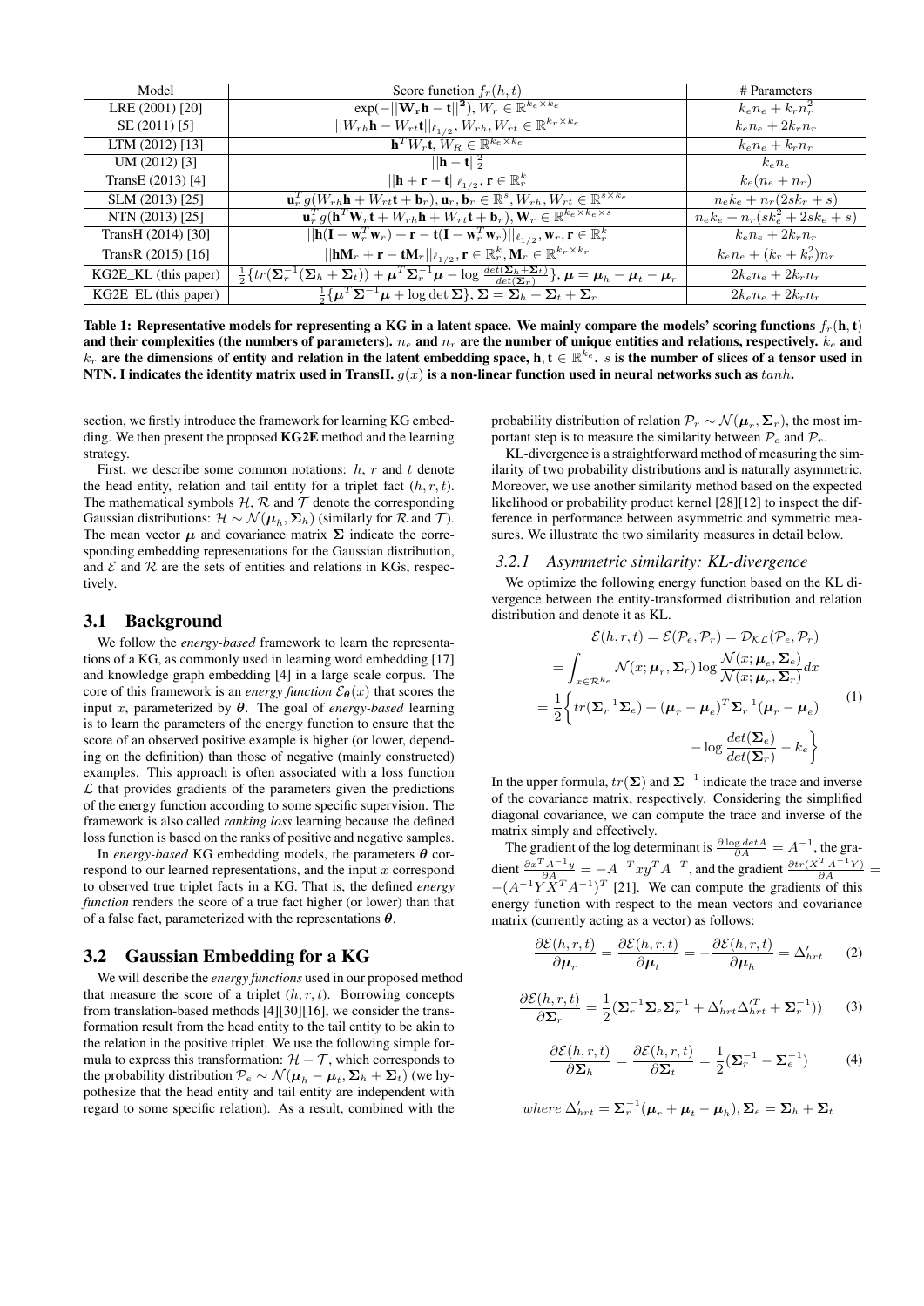| Model | Score function $f_r(h, t)$ | # Parameters |
|---|---|---|
| LRE (2001) [20] | $\exp(-\|\|\mathbf{W_r h} - \mathbf{t}\|\|^2)$, $W_r \in \mathbb{R}^{k_e \times k_e}$ | $k_e n_e + k_r n_r^2$ |
| SE (2011) [5] | $\|\|W_{rh}\mathbf{h} - W_{rt}\mathbf{t}\|\|_{\ell_{1/2}}$, $W_{rh}, W_{rt} \in \mathbb{R}^{k_r \times k_e}$ | $k_e n_e + 2k_r n_r$ |
| LTM (2012) [13] | $\mathbf{h}^T W_r \mathbf{t}$, $W_R \in \mathbb{R}^{k_e \times k_e}$ | $k_e n_e + k_r n_r$ |
| UM (2012) [3] | $\|\|\mathbf{h} - \mathbf{t}\|\|_2^2$ | $k_e n_e$ |
| TransE (2013) [4] | $\|\|\mathbf{h} + \mathbf{r} - \mathbf{t}\|\|_{\ell_{1/2}}$, $\mathbf{r} \in \mathbb{R}_r^k$ | $k_e(n_e + n_r)$ |
| SLM (2013) [25] | $\mathbf{u}_r^T g(W_{rh}\mathbf{h} + W_{rt}\mathbf{t} + \mathbf{b}_r)$, $\mathbf{u}_r, \mathbf{b}_r \in \mathbb{R}^s$, $W_{rh}, W_{rt} \in \mathbb{R}^{s \times k_e}$ | $n_e k_e + n_r(2sk_r + s)$ |
| NTN (2013) [25] | $\mathbf{u}_r^T g(\mathbf{h}^T \mathbf{W}_r \mathbf{t} + W_{rh}\mathbf{h} + W_{rt}\mathbf{t} + \mathbf{b}_r)$, $\mathbf{W}_r \in \mathbb{R}^{k_e \times k_e \times s}$ | $n_e k_e + n_r(sk_e^2 + 2sk_e + s)$ |
| TransH (2014) [30] | $\|\|\mathbf{h}(\mathbf{I} - \mathbf{w}_r^T \mathbf{w}_r) + \mathbf{r} - \mathbf{t}(\mathbf{I} - \mathbf{w}_r^T \mathbf{w}_r)\|\|_{\ell_{1/2}}$, $\mathbf{w}_r, \mathbf{r} \in \mathbb{R}^k$ | $k_e n_e + 2k_r n_r$ |
| TransR (2015) [16] | $\|\|\mathbf{h}\mathbf{M}_r + \mathbf{r} - \mathbf{t}\mathbf{M}_r\|\|_{\ell_{1/2}}$, $\mathbf{r} \in \mathbb{R}_r^k$, $\mathbf{M}_r \in \mathbb{R}^{k_r \times k_r}$ | $k_e n_e + (k_r + k_r^2)n_r$ |
| KG2E_KL (this paper) | $\frac{1}{2}\{tr(\mathbf{\Sigma}_r^{-1}(\mathbf{\Sigma}_h + \mathbf{\Sigma}_t)) + \boldsymbol{\mu}^T \mathbf{\Sigma}_r^{-1} \boldsymbol{\mu} - \log \frac{det(\mathbf{\Sigma}_h + \mathbf{\Sigma}_t)}{det(\mathbf{\Sigma}_r)}\}$, $\boldsymbol{\mu} = \boldsymbol{\mu}_h - \boldsymbol{\mu}_t - \boldsymbol{\mu}_r$ | $2k_e n_e + 2k_r n_r$ |
| KG2E_EL (this paper) | $\frac{1}{2}\{\boldsymbol{\mu}^T \mathbf{\Sigma}^{-1} \boldsymbol{\mu} + \log \det \mathbf{\Sigma}\}$, $\mathbf{\Sigma} = \mathbf{\Sigma}_h + \mathbf{\Sigma}_t + \mathbf{\Sigma}_r$ | $2k_e n_e + 2k_r n_r$ |

**Table 1: Representative models for representing a KG in a latent space. We mainly compare the models' scoring functions $f_r(\mathbf{h}, \mathbf{t})$ and their complexities (the numbers of parameters). $n_e$ and $n_r$ are the number of unique entities and relations, respectively. $k_e$ and $k_r$ are the dimensions of entity and relation in the latent embedding space, $\mathbf{h}, \mathbf{t} \in \mathbb{R}^{k_e}$. $s$ is the number of slices of a tensor used in NTN. I indicates the identity matrix used in TransH. $g(x)$ is a non-linear function used in neural networks such as $tanh$.**

section, we firstly introduce the framework for learning KG embedding. We then present the proposed **KG2E** method and the learning strategy.

First, we describe some common notations: $h$, $r$ and $t$ denote the head entity, relation and tail entity for a triplet fact $(h, r, t)$. The mathematical symbols $\mathcal{H}$, $\mathcal{R}$ and $\mathcal{T}$ denote the corresponding Gaussian distributions: $\mathcal{H} \sim \mathcal{N}(\boldsymbol{\mu}_h, \mathbf{\Sigma}_h)$ (similarly for $\mathcal{R}$ and $\mathcal{T}$). The mean vector $\boldsymbol{\mu}$ and covariance matrix $\mathbf{\Sigma}$ indicate the corresponding embedding representations for the Gaussian distribution, and $\mathcal{E}$ and $\mathcal{R}$ are the sets of entities and relations in KGs, respectively.

## 3.1 Background

We follow the *energy-based* framework to learn the representations of a KG, as commonly used in learning word embedding [17] and knowledge graph embedding [4] in a large scale corpus. The core of this framework is an *energy function* $\mathcal{E}_{\boldsymbol{\theta}}(x)$ that scores the input $x$, parameterized by $\boldsymbol{\theta}$. The goal of *energy-based* learning is to learn the parameters of the energy function to ensure that the score of an observed positive example is higher (or lower, depending on the definition) than those of negative (mainly constructed) examples. This approach is often associated with a loss function $\mathcal{L}$ that provides gradients of the parameters given the predictions of the energy function according to some specific supervision. The framework is also called *ranking loss* learning because the defined loss function is based on the ranks of positive and negative samples.

In *energy-based* KG embedding models, the parameters $\boldsymbol{\theta}$ correspond to our learned representations, and the input $x$ correspond to observed true triplet facts in a KG. That is, the defined *energy function* renders the score of a true fact higher (or lower) than that of a false fact, parameterized with the representations $\boldsymbol{\theta}$.

## 3.2 Gaussian Embedding for a KG

We will describe the *energy functions* used in our proposed method that measure the score of a triplet $(h, r, t)$. Borrowing concepts from translation-based methods [4][30][16], we consider the transformation result from the head entity to the tail entity to be akin to the relation in the positive triplet. We use the following simple formula to express this transformation: $\mathcal{H} - \mathcal{T}$, which corresponds to the probability distribution $\mathcal{P}_e \sim \mathcal{N}(\boldsymbol{\mu}_h - \boldsymbol{\mu}_t, \mathbf{\Sigma}_h + \mathbf{\Sigma}_t)$ (we hypothesize that the head entity and tail entity are independent with regard to some specific relation). As a result, combined with the probability distribution of relation $\mathcal{P}_r \sim \mathcal{N}(\boldsymbol{\mu}_r, \mathbf{\Sigma}_r)$, the most important step is to measure the similarity between $\mathcal{P}_e$ and $\mathcal{P}_r$.

KL-divergence is a straightforward method of measuring the similarity of two probability distributions and is naturally asymmetric. Moreover, we use another similarity method based on the expected likelihood or probability product kernel [28][12] to inspect the difference in performance between asymmetric and symmetric measures. We illustrate the two similarity measures in detail below.

### 3.2.1 Asymmetric similarity: KL-divergence

We optimize the following energy function based on the KL divergence between the entity-transformed distribution and relation distribution and denote it as KL.

$$
\begin{aligned}
\mathcal{E}(h, r, t) &= \mathcal{E}(\mathcal{P}_e, \mathcal{P}_r) = \mathcal{D}_{\mathcal{KL}}(\mathcal{P}_e, \mathcal{P}_r) \\
&= \int_{x \in \mathcal{R}^{k_e}} \mathcal{N}(x; \boldsymbol{\mu}_r, \mathbf{\Sigma}_r) \log \frac{\mathcal{N}(x; \boldsymbol{\mu}_e, \mathbf{\Sigma}_e)}{\mathcal{N}(x; \boldsymbol{\mu}_r, \mathbf{\Sigma}_r)} dx \\
&= \frac{1}{2}\Big\{ tr(\mathbf{\Sigma}_r^{-1}\mathbf{\Sigma}_e) + (\boldsymbol{\mu}_r - \boldsymbol{\mu}_e)^T \mathbf{\Sigma}_r^{-1} (\boldsymbol{\mu}_r - \boldsymbol{\mu}_e) \\
&\qquad - \log \frac{det(\mathbf{\Sigma}_e)}{det(\mathbf{\Sigma}_r)} - k_e \Big\}
\end{aligned} \tag{1}
$$

In the upper formula, $tr(\mathbf{\Sigma})$ and $\mathbf{\Sigma}^{-1}$ indicate the trace and inverse of the covariance matrix, respectively. Considering the simplified diagonal covariance, we can compute the trace and inverse of the matrix simply and effectively.

The gradient of the log determinant is $\frac{\partial \log det A}{\partial A} = A^{-1}$, the gradient $\frac{\partial x^T A^{-1} y}{\partial A} = -A^{-T} x y^T A^{-T}$, and the gradient $\frac{\partial tr(X^T A^{-1} Y)}{\partial A} = -(A^{-1} Y X^T A^{-1})^T$ [21]. We can compute the gradients of this energy function with respect to the mean vectors and covariance matrix (currently acting as a vector) as follows:

$$
\frac{\partial \mathcal{E}(h, r, t)}{\partial \boldsymbol{\mu}_r} = \frac{\partial \mathcal{E}(h, r, t)}{\partial \boldsymbol{\mu}_t} = -\frac{\partial \mathcal{E}(h, r, t)}{\partial \boldsymbol{\mu}_h} = \Delta'_{hrt} \tag{2}
$$

$$
\frac{\partial \mathcal{E}(h, r, t)}{\partial \mathbf{\Sigma}_r} = \frac{1}{2}(\mathbf{\Sigma}_r^{-1}\mathbf{\Sigma}_e\mathbf{\Sigma}_r^{-1} + \Delta'_{hrt}\Delta'^T_{hrt} + \mathbf{\Sigma}_r^{-1})) \tag{3}
$$

$$
\frac{\partial \mathcal{E}(h, r, t)}{\partial \mathbf{\Sigma}_h} = \frac{\partial \mathcal{E}(h, r, t)}{\partial \mathbf{\Sigma}_t} = \frac{1}{2}(\mathbf{\Sigma}_r^{-1} - \mathbf{\Sigma}_e^{-1}) \tag{4}
$$

$$
where\ \Delta'_{hrt} = \mathbf{\Sigma}_r^{-1}(\boldsymbol{\mu}_r + \boldsymbol{\mu}_t - \boldsymbol{\mu}_h), \mathbf{\Sigma}_e = \mathbf{\Sigma}_h + \mathbf{\Sigma}_t
$$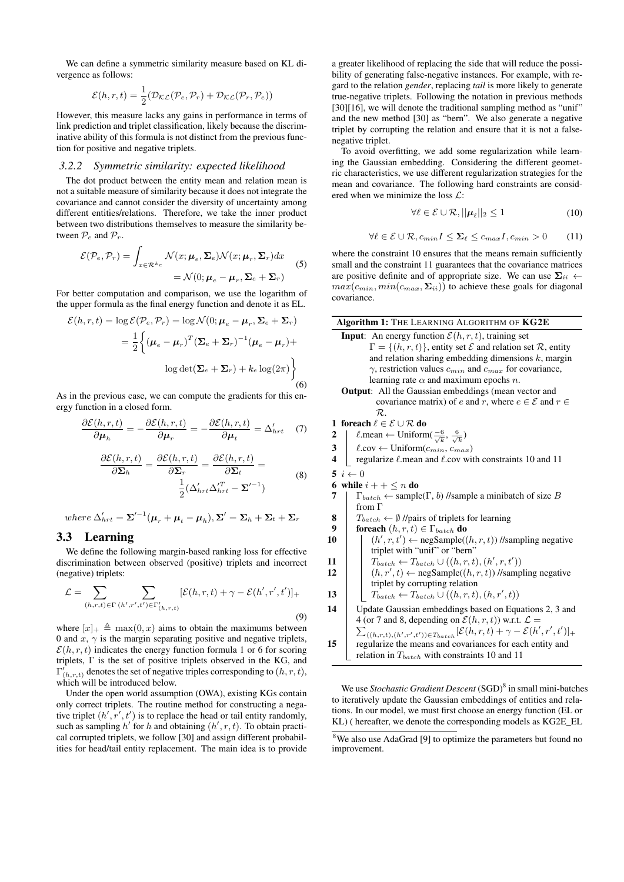We can define a symmetric similarity measure based on KL divergence as follows:

$$\mathcal{E}(h,r,t) = \frac{1}{2}(\mathcal{D_{KL}}(\mathcal{P}_e, \mathcal{P}_r) + \mathcal{D_{KL}}(\mathcal{P}_r, \mathcal{P}_e))$$

However, this measure lacks any gains in performance in terms of link prediction and triplet classification, likely because the discriminative ability of this formula is not distinct from the previous function for positive and negative triplets.

### 3.2.2 Symmetric similarity: expected likelihood

The dot product between the entity mean and relation mean is not a suitable measure of similarity because it does not integrate the covariance and cannot consider the diversity of uncertainty among different entities/relations. Therefore, we take the inner product between two distributions themselves to measure the similarity between $\mathcal{P}_e$ and $\mathcal{P}_r$.

$$\begin{aligned}\mathcal{E}(\mathcal{P}_e, \mathcal{P}_r) &= \int_{x \in \mathcal{R}^{k_e}} \mathcal{N}(x; \boldsymbol{\mu}_e, \boldsymbol{\Sigma}_e)\mathcal{N}(x; \boldsymbol{\mu}_r, \boldsymbol{\Sigma}_r)dx \\ &= \mathcal{N}(0; \boldsymbol{\mu}_e - \boldsymbol{\mu}_r, \boldsymbol{\Sigma}_e + \boldsymbol{\Sigma}_r)\end{aligned} \quad (5)$$

For better computation and comparison, we use the logarithm of the upper formula as the final energy function and denote it as EL.

$$\begin{aligned}\mathcal{E}(h,r,t) &= \log \mathcal{E}(\mathcal{P}_e, \mathcal{P}_r) = \log \mathcal{N}(0; \boldsymbol{\mu}_e - \boldsymbol{\mu}_r, \boldsymbol{\Sigma}_e + \boldsymbol{\Sigma}_r) \\ &= \frac{1}{2}\bigg\{(\boldsymbol{\mu}_e - \boldsymbol{\mu}_r)^T(\boldsymbol{\Sigma}_e + \boldsymbol{\Sigma}_r)^{-1}(\boldsymbol{\mu}_e - \boldsymbol{\mu}_r) + \\ &\qquad \log\det(\boldsymbol{\Sigma}_e + \boldsymbol{\Sigma}_r) + k_e \log(2\pi)\bigg\}\end{aligned} \quad (6)$$

As in the previous case, we can compute the gradients for this energy function in a closed form.

$$\frac{\partial \mathcal{E}(h,r,t)}{\partial \boldsymbol{\mu}_h} = -\frac{\partial \mathcal{E}(h,r,t)}{\partial \boldsymbol{\mu}_r} = -\frac{\partial \mathcal{E}(h,r,t)}{\partial \boldsymbol{\mu}_t} = \Delta'_{hrt} \quad (7)$$

$$\begin{aligned}\frac{\partial \mathcal{E}(h,r,t)}{\partial \boldsymbol{\Sigma}_h} = \frac{\partial \mathcal{E}(h,r,t)}{\partial \boldsymbol{\Sigma}_r} = \frac{\partial \mathcal{E}(h,r,t)}{\partial \boldsymbol{\Sigma}_t} = \\ \frac{1}{2}(\Delta'_{hrt}\Delta'^{T}_{hrt} - \boldsymbol{\Sigma}'^{-1})\end{aligned} \quad (8)$$

$$where\ \Delta'_{hrt} = \boldsymbol{\Sigma}'^{-1}(\boldsymbol{\mu}_r + \boldsymbol{\mu}_t - \boldsymbol{\mu}_h), \boldsymbol{\Sigma}' = \boldsymbol{\Sigma}_h + \boldsymbol{\Sigma}_t + \boldsymbol{\Sigma}_r$$

## 3.3 Learning

We define the following margin-based ranking loss for effective discrimination between observed (positive) triplets and incorrect (negative) triplets:

$$\mathcal{L} = \sum_{(h,r,t)\in\Gamma} \sum_{(h',r',t')\in\Gamma'_{(h,r,t)}} [\mathcal{E}(h,r,t) + \gamma - \mathcal{E}(h',r',t')]_+ \quad (9)$$

where $[x]_+ \triangleq \max(0,x)$ aims to obtain the maximums between 0 and $x$, $\gamma$ is the margin separating positive and negative triplets, $\mathcal{E}(h,r,t)$ indicates the energy function formula 1 or 6 for scoring triplets, $\Gamma$ is the set of positive triplets observed in the KG, and $\Gamma'_{(h,r,t)}$ denotes the set of negative triples corresponding to $(h,r,t)$, which will be introduced below.

Under the open world assumption (OWA), existing KGs contain only correct triplets. The routine method for constructing a negative triplet $(h',r',t')$ is to replace the head or tail entity randomly, such as sampling $h'$ for $h$ and obtaining $(h',r,t)$. To obtain practical corrupted triplets, we follow [30] and assign different probabilities for head/tail entity replacement. The main idea is to provide a greater likelihood of replacing the side that will reduce the possibility of generating false-negative instances. For example, with regard to the relation *gender*, replacing *tail* is more likely to generate true-negative triplets. Following the notation in previous methods [30][16], we will denote the traditional sampling method as "unif" and the new method [30] as "bern". We also generate a negative triplet by corrupting the relation and ensure that it is not a false-negative triplet.

To avoid overfitting, we add some regularization while learning the Gaussian embedding. Considering the different geometric characteristics, we use different regularization strategies for the mean and covariance. The following hard constraints are considered when we minimize the loss $\mathcal{L}$:

$$\forall \ell \in \mathcal{E} \cup \mathcal{R}, ||\boldsymbol{\mu}_\ell||_2 \leq 1 \quad (10)$$

$$\forall \ell \in \mathcal{E} \cup \mathcal{R}, c_{min}I \leq \boldsymbol{\Sigma}_\ell \leq c_{max}I, c_{min} > 0 \quad (11)$$

where the constraint 10 ensures that the means remain sufficiently small and the constraint 11 guarantees that the covariance matrices are positive definite and of appropriate size. We can use $\boldsymbol{\Sigma}_{ii} \leftarrow max(c_{min}, min(c_{max}, \boldsymbol{\Sigma}_{ii}))$ to achieve these goals for diagonal covariance.

**Algorithm 1:** THE LEARNING ALGORITHM OF **KG2E**

**Input**: An energy function $\mathcal{E}(h,r,t)$, training set $\Gamma = \{(h,r,t)\}$, entity set $\mathcal{E}$ and relation set $\mathcal{R}$, entity and relation sharing embedding dimensions $k$, margin $\gamma$, restriction values $c_{min}$ and $c_{max}$ for covariance, learning rate $\alpha$ and maximum epochs $n$.

**Output**: All the Gaussian embeddings (mean vector and covariance matrix) of $e$ and $r$, where $e \in \mathcal{E}$ and $r \in \mathcal{R}$.

1. **foreach** $\ell \in \mathcal{E} \cup \mathcal{R}$ **do**
2. $\quad$ $\ell$.mean $\leftarrow$ Uniform($\frac{-6}{\sqrt{k}}, \frac{6}{\sqrt{k}}$)
3. $\quad$ $\ell$.cov $\leftarrow$ Uniform($c_{min}, c_{max}$)
4. $\quad$ regularize $\ell$.mean and $\ell$.cov with constraints 10 and 11
5. $i \leftarrow 0$
6. **while** $i++ \leq n$ **do**
7. $\quad$ $\Gamma_{batch} \leftarrow$ sample($\Gamma$, $b$) //sample a minibatch of size $B$ from $\Gamma$
8. $\quad$ $T_{batch} \leftarrow \emptyset$ //pairs of triplets for learning
9. $\quad$ **foreach** $(h,r,t) \in \Gamma_{batch}$ **do**
10. $\quad\quad$ $(h',r,t') \leftarrow$ negSample($(h,r,t)$) //sampling negative triplet with "unif" or "bern"
11. $\quad\quad$ $T_{batch} \leftarrow T_{batch} \cup ((h,r,t),(h',r,t'))$
12. $\quad\quad$ $(h,r',t) \leftarrow$ negSample($(h,r,t)$) //sampling negative triplet by corrupting relation
13. $\quad\quad$ $T_{batch} \leftarrow T_{batch} \cup ((h,r,t),(h,r',t))$
14. $\quad$ Update Gaussian embeddings based on Equations 2, 3 and 4 (or 7 and 8, depending on $\mathcal{E}(h,r,t)$) w.r.t. $\mathcal{L} = \sum_{((h,r,t),(h',r',t'))\in T_{batch}} [\mathcal{E}(h,r,t) + \gamma - \mathcal{E}(h',r',t')]_+$
15. $\quad$ regularize the means and covariances for each entity and relation in $T_{batch}$ with constraints 10 and 11

We use *Stochastic Gradient Descent* (SGD)[8] in small mini-batches to iteratively update the Gaussian embeddings of entities and relations. In our model, we must first choose an energy function (EL or KL) ( hereafter, we denote the corresponding models as KG2E_EL

[8] We also use AdaGrad [9] to optimize the parameters but found no improvement.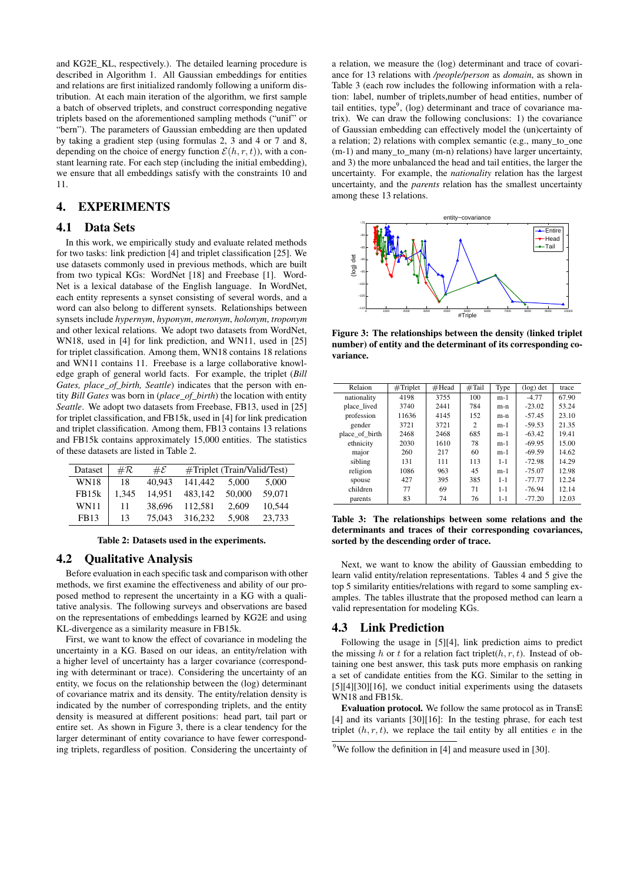and KG2E_KL, respectively.). The detailed learning procedure is described in Algorithm 1. All Gaussian embeddings for entities and relations are first initialized randomly following a uniform distribution. At each main iteration of the algorithm, we first sample a batch of observed triplets, and construct corresponding negative triplets based on the aforementioned sampling methods ("unif" or "bern"). The parameters of Gaussian embedding are then updated by taking a gradient step (using formulas 2, 3 and 4 or 7 and 8, depending on the choice of energy function $\mathcal{E}(h, r, t)$), with a constant learning rate. For each step (including the initial embedding), we ensure that all embeddings satisfy with the constraints 10 and 11.

## 4. EXPERIMENTS

### 4.1 Data Sets

In this work, we empirically study and evaluate related methods for two tasks: link prediction [4] and triplet classification [25]. We use datasets commonly used in previous methods, which are built from two typical KGs: WordNet [18] and Freebase [1]. WordNet is a lexical database of the English language. In WordNet, each entity represents a synset consisting of several words, and a word can also belong to different synsets. Relationships between synsets include *hypernym*, *hyponym*, *meronym*, *holonym*, *troponym* and other lexical relations. We adopt two datasets from WordNet, WN18, used in [4] for link prediction, and WN11, used in [25] for triplet classification. Among them, WN18 contains 18 relations and WN11 contains 11. Freebase is a large collaborative knowledge graph of general world facts. For example, the triplet (*Bill Gates, place_of_birth, Seattle*) indicates that the person with entity *Bill Gates* was born in (*place_of_birth*) the location with entity *Seattle*. We adopt two datasets from Freebase, FB13, used in [25] for triplet classification, and FB15k, used in [4] for link predication and triplet classification. Among them, FB13 contains 13 relations and FB15k contains approximately 15,000 entities. The statistics of these datasets are listed in Table 2.

| Dataset | $\#\mathcal{R}$ | $\#\mathcal{E}$ | #Triplet (Train/Valid/Test) | | |
|---|---|---|---|---|---|
| WN18 | 18 | 40,943 | 141,442 | 5,000 | 5,000 |
| FB15k | 1,345 | 14,951 | 483,142 | 50,000 | 59,071 |
| WN11 | 11 | 38,696 | 112,581 | 2,609 | 10,544 |
| FB13 | 13 | 75,043 | 316,232 | 5,908 | 23,733 |

**Table 2: Datasets used in the experiments.**

### 4.2 Qualitative Analysis

Before evaluation in each specific task and comparison with other methods, we first examine the effectiveness and ability of our proposed method to represent the uncertainty in a KG with a qualitative analysis. The following surveys and observations are based on the representations of embeddings learned by KG2E and using KL-divergence as a similarity measure in FB15k.

First, we want to know the effect of covariance in modeling the uncertainty in a KG. Based on our ideas, an entity/relation with a higher level of uncertainty has a larger covariance (corresponding with determinant or trace). Considering the uncertainty of an entity, we focus on the relationship between the (log) determinant of covariance matrix and its density. The entity/relation density is indicated by the number of corresponding triplets, and the entity density is measured at different positions: head part, tail part or entire set. As shown in Figure 3, there is a clear tendency for the larger determinant of entity covariance to have fewer corresponding triplets, regardless of position. Considering the uncertainty of a relation, we measure the (log) determinant and trace of covariance for 13 relations with */people/person* as *domain*, as shown in Table 3 (each row includes the following information with a relation: label, number of triplets,number of head entities, number of tail entities, type[9], (log) determinant and trace of covariance matrix). We can draw the following conclusions: 1) the covariance of Gaussian embedding can effectively model the (un)certainty of a relation; 2) relations with complex semantic (e.g., many_to_one (m-1) and many_to_many (m-n) relations) have larger uncertainty, and 3) the more unbalanced the head and tail entities, the larger the uncertainty. For example, the *nationality* relation has the largest uncertainty, and the *parents* relation has the smallest uncertainty among these 13 relations.

**Figure 3: The relationships between the density (linked triplet number) of entity and the determinant of its corresponding covariance.**

| Relaion | #Triplet | #Head | #Tail | Type | (log) det | trace |
|---|---|---|---|---|---|---|
| nationality | 4198 | 3755 | 100 | m-1 | -4.77 | 67.90 |
| place_lived | 3740 | 2441 | 784 | m-n | -23.02 | 53.24 |
| profession | 11636 | 4145 | 152 | m-n | -57.45 | 23.10 |
| gender | 3721 | 3721 | 2 | m-1 | -59.53 | 21.35 |
| place_of_birth | 2468 | 2468 | 685 | m-1 | -63.42 | 19.41 |
| ethnicity | 2030 | 1610 | 78 | m-1 | -69.95 | 15.00 |
| major | 260 | 217 | 60 | m-1 | -69.59 | 14.62 |
| sibling | 131 | 111 | 113 | 1-1 | -72.98 | 14.29 |
| religion | 1086 | 963 | 45 | m-1 | -75.07 | 12.98 |
| spouse | 427 | 395 | 385 | 1-1 | -77.77 | 12.24 |
| children | 77 | 69 | 71 | 1-1 | -76.94 | 12.14 |
| parents | 83 | 74 | 76 | 1-1 | -77.20 | 12.03 |

**Table 3: The relationships between some relations and the determinants and traces of their corresponding covariances, sorted by the descending order of trace.**

Next, we want to know the ability of Gaussian embedding to learn valid entity/relation representations. Tables 4 and 5 give the top 5 similarity entities/relations with regard to some sampling examples. The tables illustrate that the proposed method can learn a valid representation for modeling KGs.

### 4.3 Link Prediction

Following the usage in [5][4], link prediction aims to predict the missing $h$ or $t$ for a relation fact triplet$(h, r, t)$. Instead of obtaining one best answer, this task puts more emphasis on ranking a set of candidate entities from the KG. Similar to the setting in [5][4][30][16], we conduct initial experiments using the datasets WN18 and FB15k.

**Evaluation protocol.** We follow the same protocol as in TransE [4] and its variants [30][16]: In the testing phrase, for each test triplet $(h, r, t)$, we replace the tail entity by all entities $e$ in the

[9]We follow the definition in [4] and measure used in [30].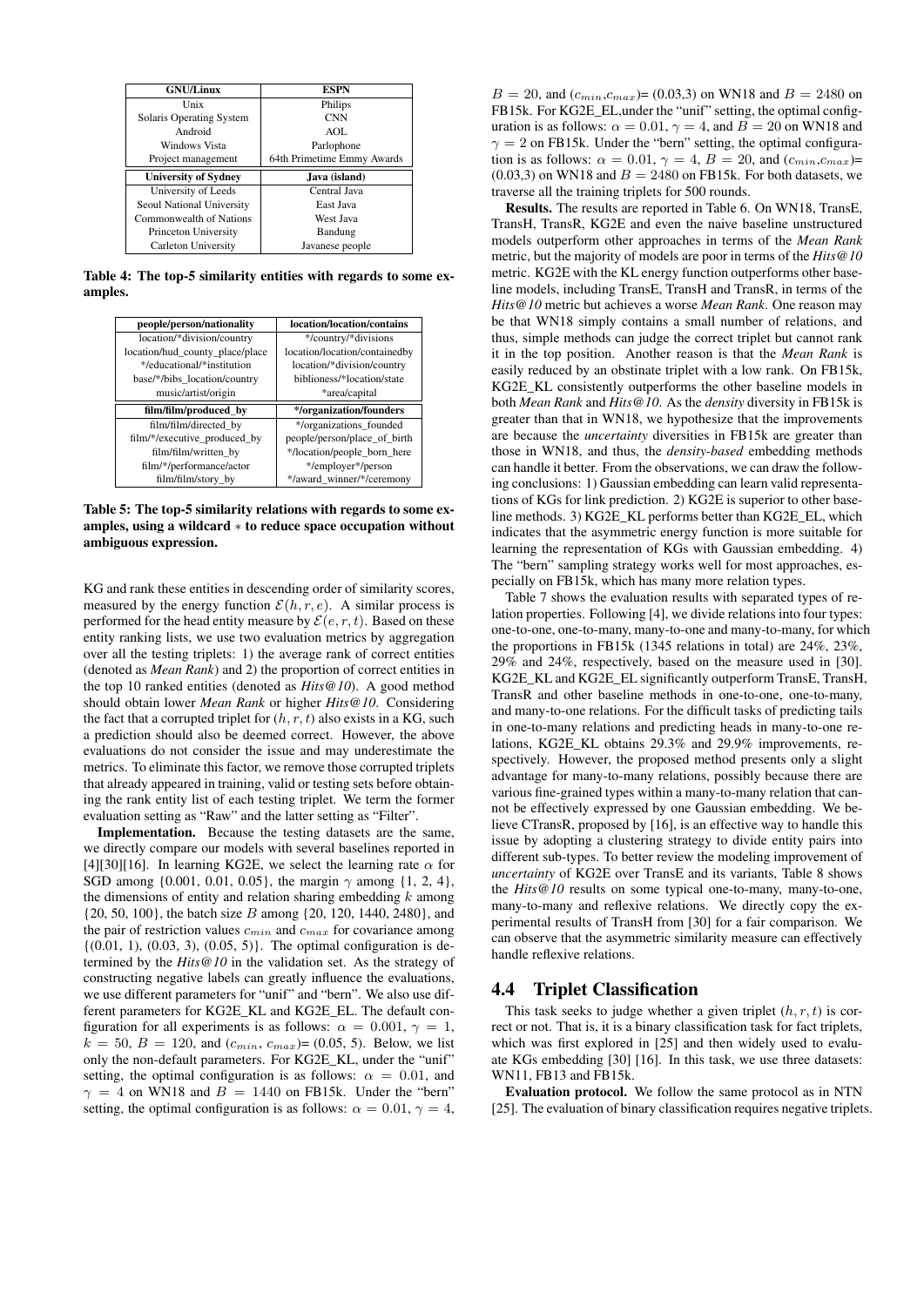| GNU/Linux | ESPN |
|---|---|
| Unix | Philips |
| Solaris Operating System | CNN |
| Android | AOL |
| Windows Vista | Parlophone |
| Project management | 64th Primetime Emmy Awards |
| **University of Sydney** | **Java (island)** |
| University of Leeds | Central Java |
| Seoul National University | East Java |
| Commonwealth of Nations | West Java |
| Princeton University | Bandung |
| Carleton University | Javanese people |

**Table 4: The top-5 similarity entities with regards to some examples.**

| people/person/nationality | location/location/contains |
|---|---|
| location/*division/country | */country/*divisions |
| location/hud_county_place/place | location/location/containedby |
| */educational/*institution | location/*division/country |
| base/*/bibs_location/country | biblioness/*location/state |
| music/artist/origin | *area/capital |
| **film/film/produced_by** | ***/organization/founders** |
| film/film/directed_by | */organizations_founded |
| film/*/executive_produced_by | people/person/place_of_birth |
| film/film/written_by | */location/people_born_here |
| film/*/performance/actor | */employer*/person |
| film/film/story_by | */award_winner/*/ceremony |

**Table 5: The top-5 similarity relations with regards to some examples, using a wildcard $*$ to reduce space occupation without ambiguous expression.**

KG and rank these entities in descending order of similarity scores, measured by the energy function $\mathcal{E}(h, r, e)$. A similar process is performed for the head entity measure by $\mathcal{E}(e, r, t)$. Based on these entity ranking lists, we use two evaluation metrics by aggregation over all the testing triplets: 1) the average rank of correct entities (denoted as *Mean Rank*) and 2) the proportion of correct entities in the top 10 ranked entities (denoted as *Hits@10*). A good method should obtain lower *Mean Rank* or higher *Hits@10*. Considering the fact that a corrupted triplet for $(h, r, t)$ also exists in a KG, such a prediction should also be deemed correct. However, the above evaluations do not consider the issue and may underestimate the metrics. To eliminate this factor, we remove those corrupted triplets that already appeared in training, valid or testing sets before obtaining the rank entity list of each testing triplet. We term the former evaluation setting as "Raw" and the latter setting as "Filter".

**Implementation.** Because the testing datasets are the same, we directly compare our models with several baselines reported in [4][30][16]. In learning KG2E, we select the learning rate $\alpha$ for SGD among {0.001, 0.01, 0.05}, the margin $\gamma$ among {1, 2, 4}, the dimensions of entity and relation sharing embedding $k$ among {20, 50, 100}, the batch size $B$ among {20, 120, 1440, 2480}, and the pair of restriction values $c_{min}$ and $c_{max}$ for covariance among {(0.01, 1), (0.03, 3), (0.05, 5)}. The optimal configuration is determined by the *Hits@10* in the validation set. As the strategy of constructing negative labels can greatly influence the evaluations, we use different parameters for "unif" and "bern". We also use different parameters for KG2E_KL and KG2E_EL. The default configuration for all experiments is as follows: $\alpha = 0.001$, $\gamma = 1$, $k = 50$, $B = 120$, and ($c_{min}$, $c_{max}$)= (0.05, 5). Below, we list only the non-default parameters. For KG2E_KL, under the "unif" setting, the optimal configuration is as follows: $\alpha = 0.01$, and $\gamma = 4$ on WN18 and $B = 1440$ on FB15k. Under the "bern" setting, the optimal configuration is as follows: $\alpha = 0.01$, $\gamma = 4$, $B = 20$, and ($c_{min}$,$c_{max}$)= (0.03,3) on WN18 and $B = 2480$ on FB15k. For KG2E_EL,under the "unif" setting, the optimal configuration is as follows: $\alpha = 0.01$, $\gamma = 4$, and $B = 20$ on WN18 and $\gamma = 2$ on FB15k. Under the "bern" setting, the optimal configuration is as follows: $\alpha = 0.01$, $\gamma = 4$, $B = 20$, and ($c_{min}$,$c_{max}$)= (0.03,3) on WN18 and $B = 2480$ on FB15k. For both datasets, we traverse all the training triplets for 500 rounds.

**Results.** The results are reported in Table 6. On WN18, TransE, TransH, TransR, KG2E and even the naive baseline unstructured models outperform other approaches in terms of the *Mean Rank* metric, but the majority of models are poor in terms of the *Hits@10* metric. KG2E with the KL energy function outperforms other baseline models, including TransE, TransH and TransR, in terms of the *Hits@10* metric but achieves a worse *Mean Rank*. One reason may be that WN18 simply contains a small number of relations, and thus, simple methods can judge the correct triplet but cannot rank it in the top position. Another reason is that the *Mean Rank* is easily reduced by an obstinate triplet with a low rank. On FB15k, KG2E_KL consistently outperforms the other baseline models in both *Mean Rank* and *Hits@10*. As the *density* diversity in FB15k is greater than that in WN18, we hypothesize that the improvements are because the *uncertainty* diversities in FB15k are greater than those in WN18, and thus, the *density-based* embedding methods can handle it better. From the observations, we can draw the following conclusions: 1) Gaussian embedding can learn valid representations of KGs for link prediction. 2) KG2E is superior to other baseline methods. 3) KG2E_KL performs better than KG2E_EL, which indicates that the asymmetric energy function is more suitable for learning the representation of KGs with Gaussian embedding. 4) The "bern" sampling strategy works well for most approaches, especially on FB15k, which has many more relation types.

Table 7 shows the evaluation results with separated types of relation properties. Following [4], we divide relations into four types: one-to-one, one-to-many, many-to-one and many-to-many, for which the proportions in FB15k (1345 relations in total) are 24%, 23%, 29% and 24%, respectively, based on the measure used in [30]. KG2E_KL and KG2E_EL significantly outperform TransE, TransH, TransR and other baseline methods in one-to-one, one-to-many, and many-to-one relations. For the difficult tasks of predicting tails in one-to-many relations and predicting heads in many-to-one relations, KG2E_KL obtains 29.3% and 29.9% improvements, respectively. However, the proposed method presents only a slight advantage for many-to-many relations, possibly because there are various fine-grained types within a many-to-many relation that cannot be effectively expressed by one Gaussian embedding. We believe CTransR, proposed by [16], is an effective way to handle this issue by adopting a clustering strategy to divide entity pairs into different sub-types. To better review the modeling improvement of *uncertainty* of KG2E over TransE and its variants, Table 8 shows the *Hits@10* results on some typical one-to-many, many-to-one, many-to-many and reflexive relations. We directly copy the experimental results of TransH from [30] for a fair comparison. We can observe that the asymmetric similarity measure can effectively handle reflexive relations.

## 4.4 Triplet Classification

This task seeks to judge whether a given triplet $(h, r, t)$ is correct or not. That is, it is a binary classification task for fact triplets, which was first explored in [25] and then widely used to evaluate KGs embedding [30] [16]. In this task, we use three datasets: WN11, FB13 and FB15k.

**Evaluation protocol.** We follow the same protocol as in NTN [25]. The evaluation of binary classification requires negative triplets.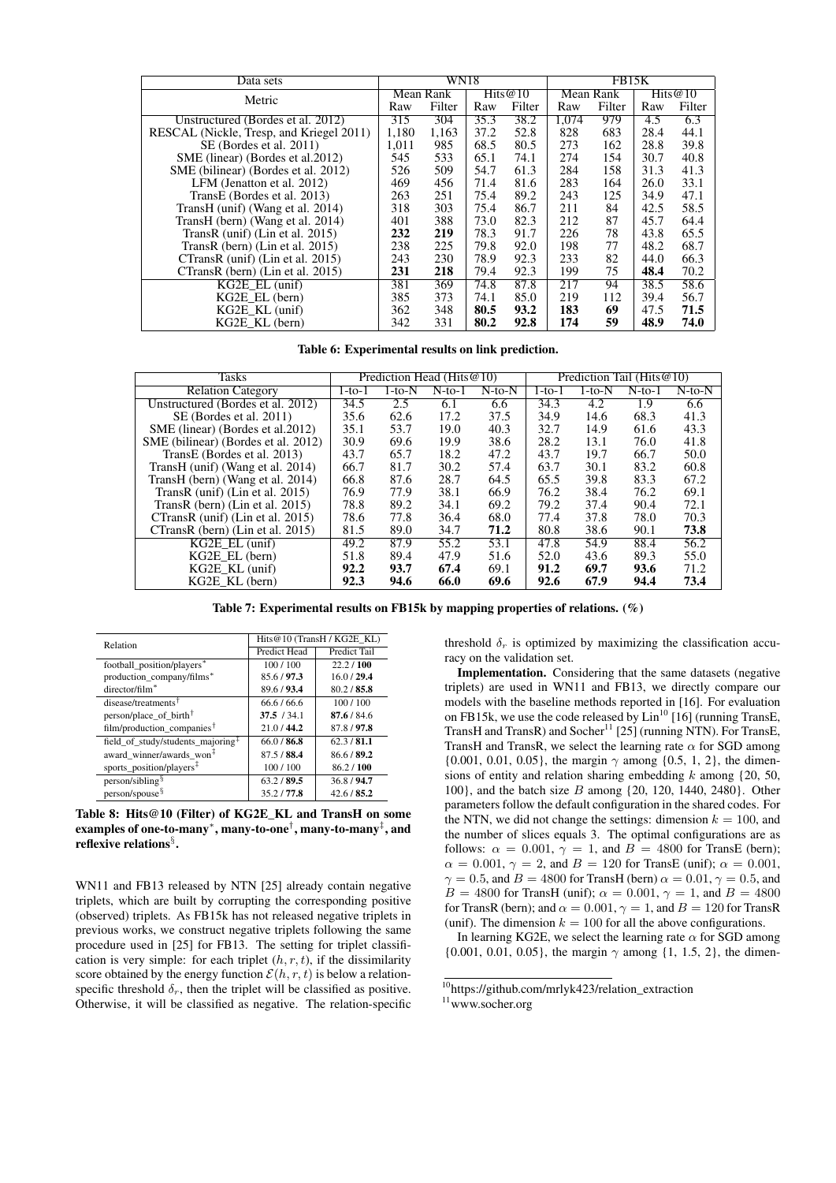| Data sets | WN18 | | | | FB15K | | | |
|---|---|---|---|---|---|---|---|---|
| Metric | Mean Rank | | Hits@10 | | Mean Rank | | Hits@10 | |
| | Raw | Filter | Raw | Filter | Raw | Filter | Raw | Filter |
| Unstructured (Bordes et al. 2012) | 315 | 304 | 35.3 | 38.2 | 1,074 | 979 | 4.5 | 6.3 |
| RESCAL (Nickle, Tresp, and Kriegel 2011) | 1,180 | 1,163 | 37.2 | 52.8 | 828 | 683 | 28.4 | 44.1 |
| SE (Bordes et al. 2011) | 1,011 | 985 | 68.5 | 80.5 | 273 | 162 | 28.8 | 39.8 |
| SME (linear) (Bordes et al.2012) | 545 | 533 | 65.1 | 74.1 | 274 | 154 | 30.7 | 40.8 |
| SME (bilinear) (Bordes et al. 2012) | 526 | 509 | 54.7 | 61.3 | 284 | 158 | 31.3 | 41.3 |
| LFM (Jenatton et al. 2012) | 469 | 456 | 71.4 | 81.6 | 283 | 164 | 26.0 | 33.1 |
| TransE (Bordes et al. 2013) | 263 | 251 | 75.4 | 89.2 | 243 | 125 | 34.9 | 47.1 |
| TransH (unif) (Wang et al. 2014) | 318 | 303 | 75.4 | 86.7 | 211 | 84 | 42.5 | 58.5 |
| TransH (bern) (Wang et al. 2014) | 401 | 388 | 73.0 | 82.3 | 212 | 87 | 45.7 | 64.4 |
| TransR (unif) (Lin et al. 2015) | **232** | **219** | 78.3 | 91.7 | 226 | 78 | 43.8 | 65.5 |
| TransR (bern) (Lin et al. 2015) | 238 | 225 | 79.8 | 92.0 | 198 | 77 | 48.2 | 68.7 |
| CTransR (unif) (Lin et al. 2015) | 243 | 230 | 78.9 | 92.3 | 233 | 82 | 44.0 | 66.3 |
| CTransR (bern) (Lin et al. 2015) | **231** | **218** | 79.4 | 92.3 | 199 | 75 | **48.4** | 70.2 |
| KG2E_EL (unif) | 381 | 369 | 74.8 | 87.8 | 217 | 94 | 38.5 | 58.6 |
| KG2E_EL (bern) | 385 | 373 | 74.1 | 85.0 | 219 | 112 | 39.4 | 56.7 |
| KG2E_KL (unif) | 362 | 348 | **80.5** | **93.2** | **183** | **69** | 47.5 | **71.5** |
| KG2E_KL (bern) | 342 | 331 | **80.2** | **92.8** | **174** | **59** | **48.9** | **74.0** |

**Table 6: Experimental results on link prediction.**

| Tasks | Prediction Head (Hits@10) | | | | Prediction Tail (Hits@10) | | | |
|---|---|---|---|---|---|---|---|---|
| Relation Category | 1-to-1 | 1-to-N | N-to-1 | N-to-N | 1-to-1 | 1-to-N | N-to-1 | N-to-N |
| Unstructured (Bordes et al. 2012) | 34.5 | 2.5 | 6.1 | 6.6 | 34.3 | 4.2 | 1.9 | 6.6 |
| SE (Bordes et al. 2011) | 35.6 | 62.6 | 17.2 | 37.5 | 34.9 | 14.6 | 68.3 | 41.3 |
| SME (linear) (Bordes et al.2012) | 35.1 | 53.7 | 19.0 | 40.3 | 32.7 | 14.9 | 61.6 | 43.3 |
| SME (bilinear) (Bordes et al. 2012) | 30.9 | 69.6 | 19.9 | 38.6 | 28.2 | 13.1 | 76.0 | 41.8 |
| TransE (Bordes et al. 2013) | 43.7 | 65.7 | 18.2 | 47.2 | 43.7 | 19.7 | 66.7 | 50.0 |
| TransH (unif) (Wang et al. 2014) | 66.7 | 81.7 | 30.2 | 57.4 | 63.7 | 30.1 | 83.2 | 60.8 |
| TransH (bern) (Wang et al. 2014) | 66.8 | 87.6 | 28.7 | 64.5 | 65.5 | 39.8 | 83.3 | 67.2 |
| TransR (unif) (Lin et al. 2015) | 76.9 | 77.9 | 38.1 | 66.9 | 76.2 | 38.4 | 76.2 | 69.1 |
| TransR (bern) (Lin et al. 2015) | 78.8 | 89.2 | 34.1 | 69.2 | 79.2 | 37.4 | 90.4 | 72.1 |
| CTransR (unif) (Lin et al. 2015) | 78.6 | 77.8 | 36.4 | 68.0 | 77.4 | 37.8 | 78.0 | 70.3 |
| CTransR (bern) (Lin et al. 2015) | 81.5 | 89.0 | 34.7 | **71.2** | 80.8 | 38.6 | 90.1 | **73.8** |
| KG2E_EL (unif) | 49.2 | 87.9 | 55.2 | 53.1 | 47.8 | 54.9 | 88.4 | 56.2 |
| KG2E_EL (bern) | 51.8 | 89.4 | 47.9 | 51.6 | 52.0 | 43.6 | 89.3 | 55.0 |
| KG2E_KL (unif) | **92.2** | **93.7** | **67.4** | 69.1 | **91.2** | **69.7** | **93.6** | 71.2 |
| KG2E_KL (bern) | **92.3** | **94.6** | **66.0** | **69.6** | **92.6** | **67.9** | **94.4** | **73.4** |

**Table 7: Experimental results on FB15k by mapping properties of relations. (%)**

| Relation | Hits@10 (TransH / KG2E_KL) | |
|---|---|---|
| | Predict Head | Predict Tail |
| football_position/players* | 100 / 100 | 22.2 / **100** |
| production_company/films* | 85.6 / **97.3** | 16.0 / **29.4** |
| director/film* | 89.6 / **93.4** | 80.2 / **85.8** |
| disease/treatments† | 66.6 / 66.6 | 100 / 100 |
| person/place_of_birth† | **37.5** / 34.1 | **87.6** / 84.6 |
| film/production_companies† | 21.0 / **44.2** | 87.8 / **97.8** |
| field_of_study/students_majoring‡ | 66.0 / **86.8** | 62.3 / **81.1** |
| award_winner/awards_won‡ | 87.5 / **88.4** | 86.6 / **89.2** |
| sports_position/players‡ | 100 / 100 | 86.2 / **100** |
| person/sibling§ | 63.2 / **89.5** | 36.8 / **94.7** |
| person/spouse§ | 35.2 / **77.8** | 42.6 / **85.2** |

**Table 8: Hits@10 (Filter) of KG2E_KL and TransH on some examples of one-to-many*, many-to-one†, many-to-many‡, and reflexive relations§.**

WN11 and FB13 released by NTN [25] already contain negative triplets, which are built by corrupting the corresponding positive (observed) triplets. As FB15k has not released negative triplets in previous works, we construct negative triplets following the same procedure used in [25] for FB13. The setting for triplet classification is very simple: for each triplet $(h, r, t)$, if the dissimilarity score obtained by the energy function $\mathcal{E}(h, r, t)$ is below a relation-specific threshold $\delta_r$, then the triplet will be classified as positive. Otherwise, it will be classified as negative. The relation-specific threshold $\delta_r$ is optimized by maximizing the classification accuracy on the validation set.

**Implementation.** Considering that the same datasets (negative triplets) are used in WN11 and FB13, we directly compare our models with the baseline methods reported in [16]. For evaluation on FB15k, we use the code released by Lin[10] [16] (running TransE, TransH and TransR) and Socher[11] [25] (running NTN). For TransE, TransH and TransR, we select the learning rate $\alpha$ for SGD among {0.001, 0.01, 0.05}, the margin $\gamma$ among {0.5, 1, 2}, the dimensions of entity and relation sharing embedding $k$ among {20, 50, 100}, and the batch size $B$ among {20, 120, 1440, 2480}. Other parameters follow the default configuration in the shared codes. For the NTN, we did not change the settings: dimension $k = 100$, and the number of slices equals 3. The optimal configurations are as follows: $\alpha = 0.001$, $\gamma = 1$, and $B = 4800$ for TransE (bern); $\alpha = 0.001$, $\gamma = 2$, and $B = 120$ for TransE (unif); $\alpha = 0.001$, $\gamma = 0.5$, and $B = 4800$ for TransH (bern) $\alpha = 0.01$, $\gamma = 0.5$, and $B = 4800$ for TransH (unif); $\alpha = 0.001$, $\gamma = 1$, and $B = 4800$ for TransR (bern); and $\alpha = 0.001$, $\gamma = 1$, and $B = 120$ for TransR (unif). The dimension $k = 100$ for all the above configurations.

In learning KG2E, we select the learning rate $\alpha$ for SGD among {0.001, 0.01, 0.05}, the margin $\gamma$ among {1, 1.5, 2}, the dimen-

[10] https://github.com/mrlyk423/relation_extraction

[11] www.socher.org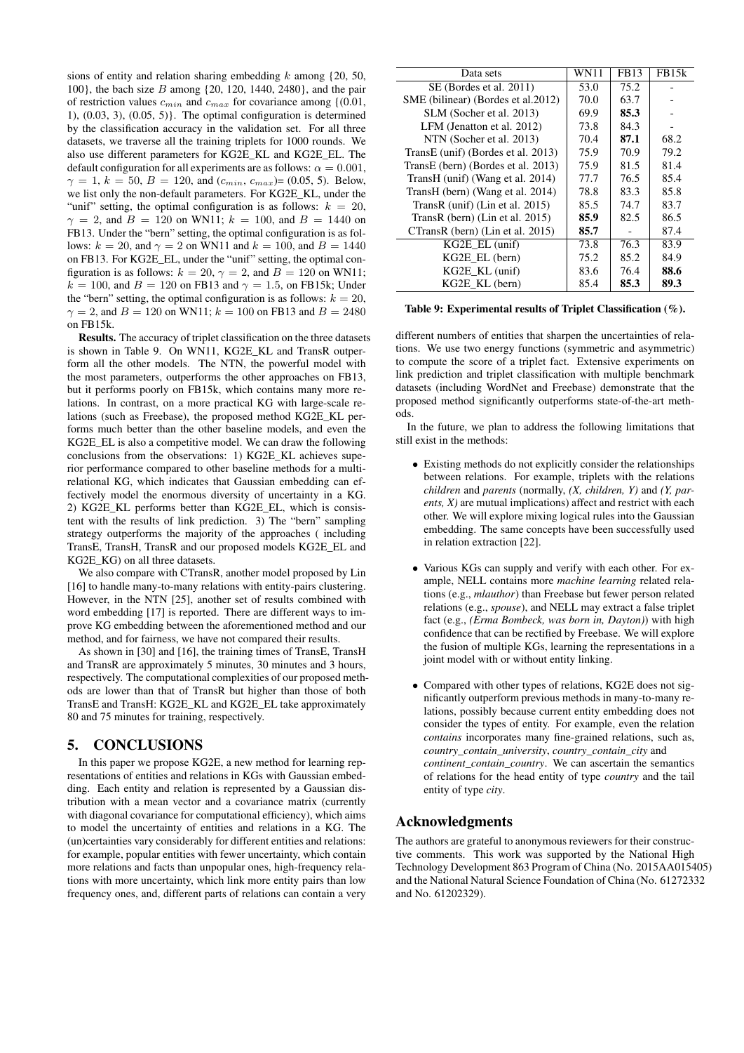sions of entity and relation sharing embedding $k$ among {20, 50, 100}, the bach size $B$ among {20, 120, 1440, 2480}, and the pair of restriction values $c_{min}$ and $c_{max}$ for covariance among {(0.01, 1), (0.03, 3), (0.05, 5)}. The optimal configuration is determined by the classification accuracy in the validation set. For all three datasets, we traverse all the training triplets for 1000 rounds. We also use different parameters for KG2E_KL and KG2E_EL. The default configuration for all experiments are as follows: $\alpha = 0.001$, $\gamma = 1$, $k = 50$, $B = 120$, and ($c_{min}$, $c_{max}$)= (0.05, 5). Below, we list only the non-default parameters. For KG2E_KL, under the "unif" setting, the optimal configuration is as follows: $k = 20$, $\gamma = 2$, and $B = 120$ on WN11; $k = 100$, and $B = 1440$ on FB13. Under the "bern" setting, the optimal configuration is as follows: $k = 20$, and $\gamma = 2$ on WN11 and $k = 100$, and $B = 1440$ on FB13. For KG2E_EL, under the "unif" setting, the optimal configuration is as follows: $k = 20$, $\gamma = 2$, and $B = 120$ on WN11; $k = 100$, and $B = 120$ on FB13 and $\gamma = 1.5$, on FB15k; Under the "bern" setting, the optimal configuration is as follows: $k = 20$, $\gamma = 2$, and $B = 120$ on WN11; $k = 100$ on FB13 and $B = 2480$ on FB15k.

**Results.** The accuracy of triplet classification on the three datasets is shown in Table 9. On WN11, KG2E_KL and TransR outperform all the other models. The NTN, the powerful model with the most parameters, outperforms the other approaches on FB13, but it performs poorly on FB15k, which contains many more relations. In contrast, on a more practical KG with large-scale relations (such as Freebase), the proposed method KG2E_KL performs much better than the other baseline models, and even the KG2E_EL is also a competitive model. We can draw the following conclusions from the observations: 1) KG2E_KL achieves superior performance compared to other baseline methods for a multi-relational KG, which indicates that Gaussian embedding can effectively model the enormous diversity of uncertainty in a KG. 2) KG2E_KL performs better than KG2E_EL, which is consistent with the results of link prediction. 3) The "bern" sampling strategy outperforms the majority of the approaches ( including TransE, TransH, TransR and our proposed models KG2E_EL and KG2E_KG) on all three datasets.

We also compare with CTransR, another model proposed by Lin [16] to handle many-to-many relations with entity-pairs clustering. However, in the NTN [25], another set of results combined with word embedding [17] is reported. There are different ways to improve KG embedding between the aforementioned method and our method, and for fairness, we have not compared their results.

As shown in [30] and [16], the training times of TransE, TransH and TransR are approximately 5 minutes, 30 minutes and 3 hours, respectively. The computational complexities of our proposed methods are lower than that of TransR but higher than those of both TransE and TransH: KG2E_KL and KG2E_EL take approximately 80 and 75 minutes for training, respectively.

| Data sets | WN11 | FB13 | FB15k |
|---|---|---|---|
| SE (Bordes et al. 2011) | 53.0 | 75.2 | - |
| SME (bilinear) (Bordes et al.2012) | 70.0 | 63.7 | - |
| SLM (Socher et al. 2013) | 69.9 | **85.3** | - |
| LFM (Jenatton et al. 2012) | 73.8 | 84.3 | - |
| NTN (Socher et al. 2013) | 70.4 | **87.1** | 68.2 |
| TransE (unif) (Bordes et al. 2013) | 75.9 | 70.9 | 79.2 |
| TransE (bern) (Bordes et al. 2013) | 75.9 | 81.5 | 81.4 |
| TransH (unif) (Wang et al. 2014) | 77.7 | 76.5 | 85.4 |
| TransH (bern) (Wang et al. 2014) | 78.8 | 83.3 | 85.8 |
| TransR (unif) (Lin et al. 2015) | 85.5 | 74.7 | 83.7 |
| TransR (bern) (Lin et al. 2015) | **85.9** | 82.5 | 86.5 |
| CTransR (bern) (Lin et al. 2015) | **85.7** | - | 87.4 |
| KG2E_EL (unif) | 73.8 | 76.3 | 83.9 |
| KG2E_EL (bern) | 75.2 | 85.2 | 84.9 |
| KG2E_KL (unif) | 83.6 | 76.4 | **88.6** |
| KG2E_KL (bern) | 85.4 | **85.3** | **89.3** |

**Table 9: Experimental results of Triplet Classification (%).**

## 5. CONCLUSIONS

In this paper we propose KG2E, a new method for learning representations of entities and relations in KGs with Gaussian embedding. Each entity and relation is represented by a Gaussian distribution with a mean vector and a covariance matrix (currently with diagonal covariance for computational efficiency), which aims to model the uncertainty of entities and relations in a KG. The (un)certainties vary considerably for different entities and relations: for example, popular entities with fewer uncertainty, which contain more relations and facts than unpopular ones, high-frequency relations with more uncertainty, which link more entity pairs than low frequency ones, and, different parts of relations can contain a very different numbers of entities that sharpen the uncertainties of relations. We use two energy functions (symmetric and asymmetric) to compute the score of a triplet fact. Extensive experiments on link prediction and triplet classification with multiple benchmark datasets (including WordNet and Freebase) demonstrate that the proposed method significantly outperforms state-of-the-art methods.

In the future, we plan to address the following limitations that still exist in the methods:

- Existing methods do not explicitly consider the relationships between relations. For example, triplets with the relations *children* and *parents* (normally, *(X, children, Y)* and *(Y, parents, X)* are mutual implications) affect and restrict with each other. We will explore mixing logical rules into the Gaussian embedding. The same concepts have been successfully used in relation extraction [22].

- Various KGs can supply and verify with each other. For example, NELL contains more *machine learning* related relations (e.g., *mlauthor*) than Freebase but fewer person related relations (e.g., *spouse*), and NELL may extract a false triplet fact (e.g., *(Erma Bombeck, was born in, Dayton)*) with high confidence that can be rectified by Freebase. We will explore the fusion of multiple KGs, learning the representations in a joint model with or without entity linking.

- Compared with other types of relations, KG2E does not significantly outperform previous methods in many-to-many relations, possibly because current entity embedding does not consider the types of entity. For example, even the relation *contains* incorporates many fine-grained relations, such as, *country_contain_university*, *country_contain_city* and *continent_contain_country*. We can ascertain the semantics of relations for the head entity of type *country* and the tail entity of type *city*.

## Acknowledgments

The authors are grateful to anonymous reviewers for their constructive comments. This work was supported by the National High Technology Development 863 Program of China (No. 2015AA015405) and the National Natural Science Foundation of China (No. 61272332 and No. 61202329).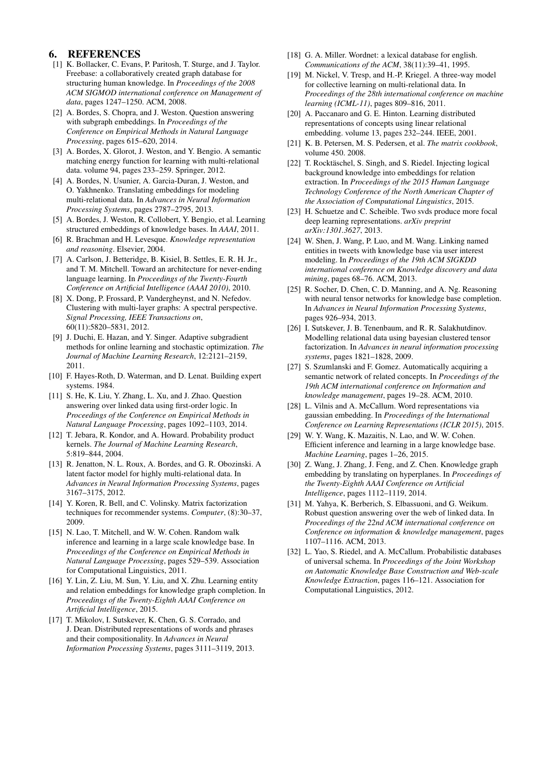## 6. REFERENCES

[1] K. Bollacker, C. Evans, P. Paritosh, T. Sturge, and J. Taylor. Freebase: a collaboratively created graph database for structuring human knowledge. In *Proceedings of the 2008 ACM SIGMOD international conference on Management of data*, pages 1247–1250. ACM, 2008.

[2] A. Bordes, S. Chopra, and J. Weston. Question answering with subgraph embeddings. In *Proceedings of the Conference on Empirical Methods in Natural Language Processing*, pages 615–620, 2014.

[3] A. Bordes, X. Glorot, J. Weston, and Y. Bengio. A semantic matching energy function for learning with multi-relational data. volume 94, pages 233–259. Springer, 2012.

[4] A. Bordes, N. Usunier, A. Garcia-Duran, J. Weston, and O. Yakhnenko. Translating embeddings for modeling multi-relational data. In *Advances in Neural Information Processing Systems*, pages 2787–2795, 2013.

[5] A. Bordes, J. Weston, R. Collobert, Y. Bengio, et al. Learning structured embeddings of knowledge bases. In *AAAI*, 2011.

[6] R. Brachman and H. Levesque. *Knowledge representation and reasoning*. Elsevier, 2004.

[7] A. Carlson, J. Betteridge, B. Kisiel, B. Settles, E. R. H. Jr., and T. M. Mitchell. Toward an architecture for never-ending language learning. In *Proceedings of the Twenty-Fourth Conference on Artificial Intelligence (AAAI 2010)*, 2010.

[8] X. Dong, P. Frossard, P. Vandergheynst, and N. Nefedov. Clustering with multi-layer graphs: A spectral perspective. *Signal Processing, IEEE Transactions on*, 60(11):5820–5831, 2012.

[9] J. Duchi, E. Hazan, and Y. Singer. Adaptive subgradient methods for online learning and stochastic optimization. *The Journal of Machine Learning Research*, 12:2121–2159, 2011.

[10] F. Hayes-Roth, D. Waterman, and D. Lenat. Building expert systems. 1984.

[11] S. He, K. Liu, Y. Zhang, L. Xu, and J. Zhao. Question answering over linked data using first-order logic. In *Proceedings of the Conference on Empirical Methods in Natural Language Processing*, pages 1092–1103, 2014.

[12] T. Jebara, R. Kondor, and A. Howard. Probability product kernels. *The Journal of Machine Learning Research*, 5:819–844, 2004.

[13] R. Jenatton, N. L. Roux, A. Bordes, and G. R. Obozinski. A latent factor model for highly multi-relational data. In *Advances in Neural Information Processing Systems*, pages 3167–3175, 2012.

[14] Y. Koren, R. Bell, and C. Volinsky. Matrix factorization techniques for recommender systems. *Computer*, (8):30–37, 2009.

[15] N. Lao, T. Mitchell, and W. W. Cohen. Random walk inference and learning in a large scale knowledge base. In *Proceedings of the Conference on Empirical Methods in Natural Language Processing*, pages 529–539. Association for Computational Linguistics, 2011.

[16] Y. Lin, Z. Liu, M. Sun, Y. Liu, and X. Zhu. Learning entity and relation embeddings for knowledge graph completion. In *Proceedings of the Twenty-Eighth AAAI Conference on Artificial Intelligence*, 2015.

[17] T. Mikolov, I. Sutskever, K. Chen, G. S. Corrado, and J. Dean. Distributed representations of words and phrases and their compositionality. In *Advances in Neural Information Processing Systems*, pages 3111–3119, 2013.

[18] G. A. Miller. Wordnet: a lexical database for english. *Communications of the ACM*, 38(11):39–41, 1995.

[19] M. Nickel, V. Tresp, and H.-P. Kriegel. A three-way model for collective learning on multi-relational data. In *Proceedings of the 28th international conference on machine learning (ICML-11)*, pages 809–816, 2011.

[20] A. Paccanaro and G. E. Hinton. Learning distributed representations of concepts using linear relational embedding. volume 13, pages 232–244. IEEE, 2001.

[21] K. B. Petersen, M. S. Pedersen, et al. *The matrix cookbook*, volume 450. 2008.

[22] T. Rocktäschel, S. Singh, and S. Riedel. Injecting logical background knowledge into embeddings for relation extraction. In *Proceedings of the 2015 Human Language Technology Conference of the North American Chapter of the Association of Computational Linguistics*, 2015.

[23] H. Schuetze and C. Scheible. Two svds produce more focal deep learning representations. *arXiv preprint arXiv:1301.3627*, 2013.

[24] W. Shen, J. Wang, P. Luo, and M. Wang. Linking named entities in tweets with knowledge base via user interest modeling. In *Proceedings of the 19th ACM SIGKDD international conference on Knowledge discovery and data mining*, pages 68–76. ACM, 2013.

[25] R. Socher, D. Chen, C. D. Manning, and A. Ng. Reasoning with neural tensor networks for knowledge base completion. In *Advances in Neural Information Processing Systems*, pages 926–934, 2013.

[26] I. Sutskever, J. B. Tenenbaum, and R. R. Salakhutdinov. Modelling relational data using bayesian clustered tensor factorization. In *Advances in neural information processing systems*, pages 1821–1828, 2009.

[27] S. Szumlanski and F. Gomez. Automatically acquiring a semantic network of related concepts. In *Proceedings of the 19th ACM international conference on Information and knowledge management*, pages 19–28. ACM, 2010.

[28] L. Vilnis and A. McCallum. Word representations via gaussian embedding. In *Proceedings of the International Conference on Learning Representations (ICLR 2015)*, 2015.

[29] W. Y. Wang, K. Mazaitis, N. Lao, and W. W. Cohen. Efficient inference and learning in a large knowledge base. *Machine Learning*, pages 1–26, 2015.

[30] Z. Wang, J. Zhang, J. Feng, and Z. Chen. Knowledge graph embedding by translating on hyperplanes. In *Proceedings of the Twenty-Eighth AAAI Conference on Artificial Intelligence*, pages 1112–1119, 2014.

[31] M. Yahya, K. Berberich, S. Elbassuoni, and G. Weikum. Robust question answering over the web of linked data. In *Proceedings of the 22nd ACM international conference on Conference on information & knowledge management*, pages 1107–1116. ACM, 2013.

[32] L. Yao, S. Riedel, and A. McCallum. Probabilistic databases of universal schema. In *Proceedings of the Joint Workshop on Automatic Knowledge Base Construction and Web-scale Knowledge Extraction*, pages 116–121. Association for Computational Linguistics, 2012.